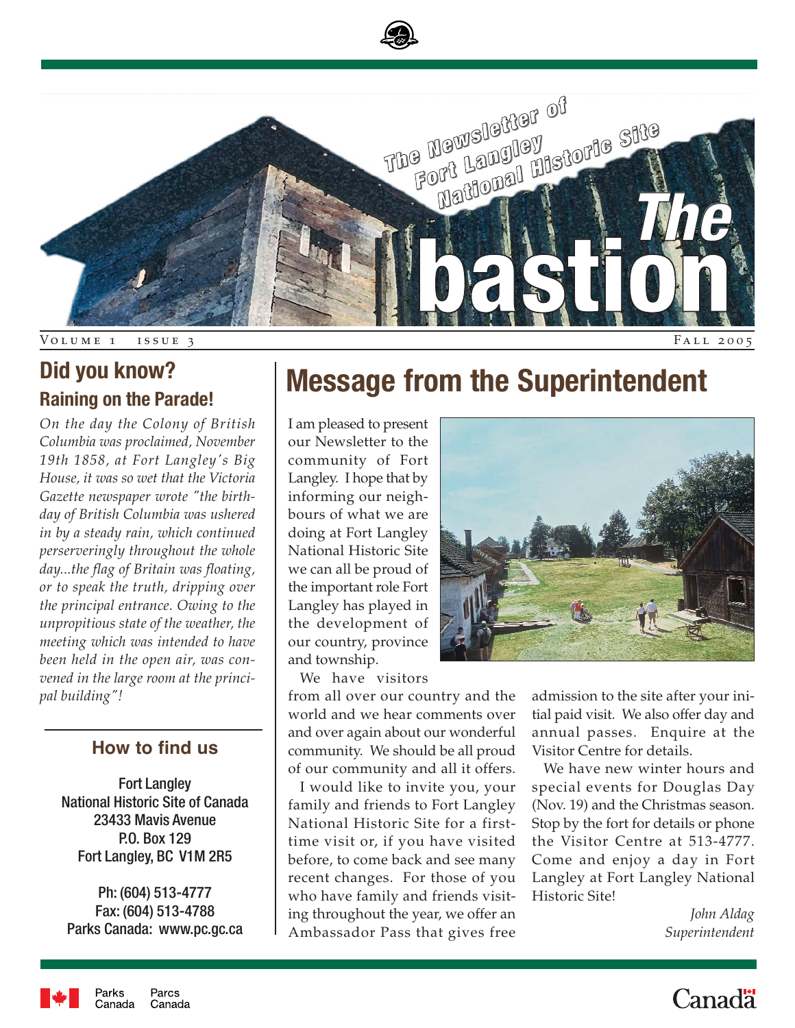# The bastion

The Newsletter of Fort Langley National Historic Site

Volume 1 Issue 3 — Fall 2005

## Did you know?

### Raining on the Parade!

*On the day the Colony of British Columbia was proclaimed, November 19th 1858, at Fort Langley's Big House, it was so wet that the Victoria Gazette newspaper wrote "the birthday of British Columbia was ushered in by a steady rain, which continued perserveringly throughout the whole day...the flag of Britain was floating, or to speak the truth, dripping over the principal entrance. Owing to the unpropitious state of the weather, the meeting which was intended to have been held in the open air, was convened in the large room at the principal building"!*

### How to find us

Fort Langley
National Historic Site of Canada
23433 Mavis Avenue
P.O. Box 129
Fort Langley, BC V1M 2R5

Ph: (604) 513-4777
Fax: (604) 513-4788
Parks Canada: www.pc.gc.ca

## Message from the Superintendent

I am pleased to present our Newsletter to the community of Fort Langley. I hope that by informing our neighbours of what we are doing at Fort Langley National Historic Site we can all be proud of the important role Fort Langley has played in the development of our country, province and township.

We have visitors from all over our country and the world and we hear comments over and over again about our wonderful community. We should be all proud of our community and all it offers.

I would like to invite you, your family and friends to Fort Langley National Historic Site for a first-time visit or, if you have visited before, to come back and see many recent changes. For those of you who have family and friends visiting throughout the year, we offer an Ambassador Pass that gives free admission to the site after your initial paid visit. We also offer day and annual passes. Enquire at the Visitor Centre for details.

We have new winter hours and special events for Douglas Day (Nov. 19) and the Christmas season. Stop by the fort for details or phone the Visitor Centre at 513-4777. Come and enjoy a day in Fort Langley at Fort Langley National Historic Site!

*John Aldag*
*Superintendent*

Parks Canada — Parcs Canada

Canada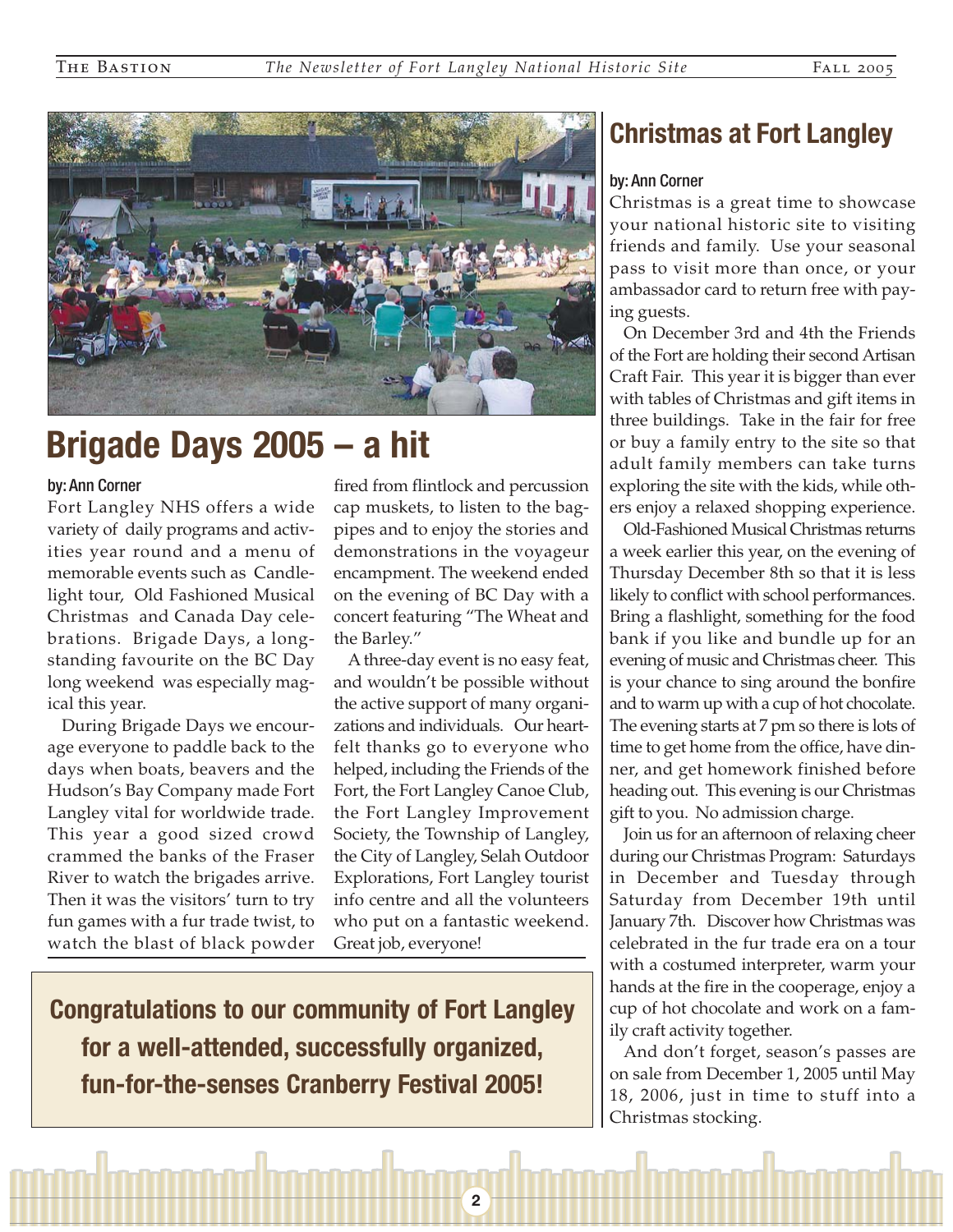## Brigade Days 2005 – a hit

**by: Ann Corner**

Fort Langley NHS offers a wide variety of daily programs and activities year round and a menu of memorable events such as Candlelight tour, Old Fashioned Musical Christmas and Canada Day celebrations. Brigade Days, a longstanding favourite on the BC Day long weekend was especially magical this year.

During Brigade Days we encourage everyone to paddle back to the days when boats, beavers and the Hudson's Bay Company made Fort Langley vital for worldwide trade. This year a good sized crowd crammed the banks of the Fraser River to watch the brigades arrive. Then it was the visitors' turn to try fun games with a fur trade twist, to watch the blast of black powder fired from flintlock and percussion cap muskets, to listen to the bagpipes and to enjoy the stories and demonstrations in the voyageur encampment. The weekend ended on the evening of BC Day with a concert featuring "The Wheat and the Barley."

A three-day event is no easy feat, and wouldn't be possible without the active support of many organizations and individuals. Our heartfelt thanks go to everyone who helped, including the Friends of the Fort, the Fort Langley Canoe Club, the Fort Langley Improvement Society, the Township of Langley, the City of Langley, Selah Outdoor Explorations, Fort Langley tourist info centre and all the volunteers who put on a fantastic weekend. Great job, everyone!

**Congratulations to our community of Fort Langley for a well-attended, successfully organized, fun-for-the-senses Cranberry Festival 2005!**

## Christmas at Fort Langley

**by: Ann Corner**

Christmas is a great time to showcase your national historic site to visiting friends and family. Use your seasonal pass to visit more than once, or your ambassador card to return free with paying guests.

On December 3rd and 4th the Friends of the Fort are holding their second Artisan Craft Fair. This year it is bigger than ever with tables of Christmas and gift items in three buildings. Take in the fair for free or buy a family entry to the site so that adult family members can take turns exploring the site with the kids, while others enjoy a relaxed shopping experience.

Old-Fashioned Musical Christmas returns a week earlier this year, on the evening of Thursday December 8th so that it is less likely to conflict with school performances. Bring a flashlight, something for the food bank if you like and bundle up for an evening of music and Christmas cheer. This is your chance to sing around the bonfire and to warm up with a cup of hot chocolate. The evening starts at 7 pm so there is lots of time to get home from the office, have dinner, and get homework finished before heading out. This evening is our Christmas gift to you. No admission charge.

Join us for an afternoon of relaxing cheer during our Christmas Program: Saturdays in December and Tuesday through Saturday from December 19th until January 7th. Discover how Christmas was celebrated in the fur trade era on a tour with a costumed interpreter, warm your hands at the fire in the cooperage, enjoy a cup of hot chocolate and work on a family craft activity together.

And don't forget, season's passes are on sale from December 1, 2005 until May 18, 2006, just in time to stuff into a Christmas stocking.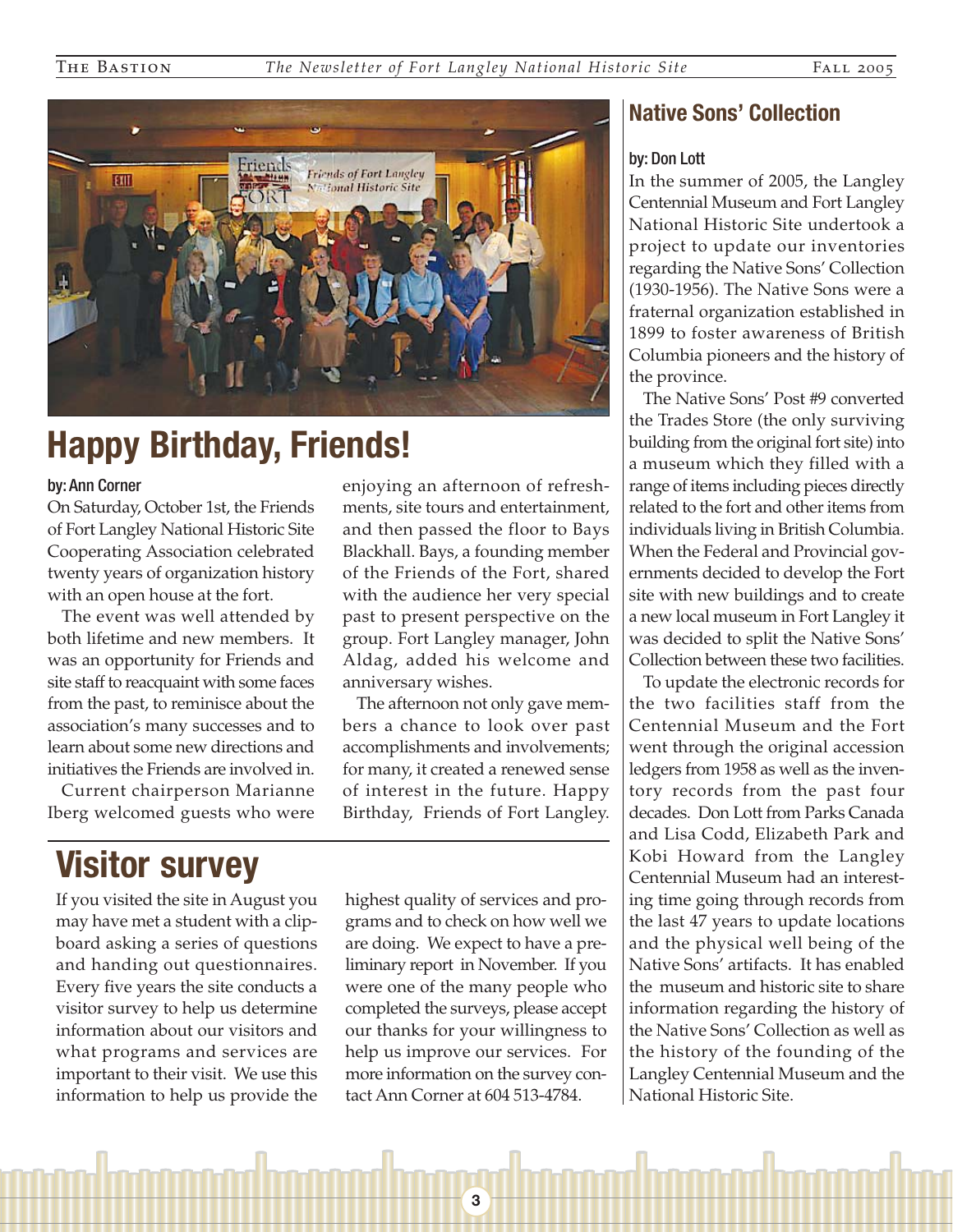## Happy Birthday, Friends!

by: Ann Corner

On Saturday, October 1st, the Friends of Fort Langley National Historic Site Cooperating Association celebrated twenty years of organization history with an open house at the fort.

The event was well attended by both lifetime and new members. It was an opportunity for Friends and site staff to reacquaint with some faces from the past, to reminisce about the association's many successes and to learn about some new directions and initiatives the Friends are involved in.

Current chairperson Marianne Iberg welcomed guests who were enjoying an afternoon of refreshments, site tours and entertainment, and then passed the floor to Bays Blackhall. Bays, a founding member of the Friends of the Fort, shared with the audience her very special past to present perspective on the group. Fort Langley manager, John Aldag, added his welcome and anniversary wishes.

The afternoon not only gave members a chance to look over past accomplishments and involvements; for many, it created a renewed sense of interest in the future. Happy Birthday, Friends of Fort Langley.

## Visitor survey

If you visited the site in August you may have met a student with a clipboard asking a series of questions and handing out questionnaires. Every five years the site conducts a visitor survey to help us determine information about our visitors and what programs and services are important to their visit. We use this information to help us provide the highest quality of services and programs and to check on how well we are doing. We expect to have a preliminary report in November. If you were one of the many people who completed the surveys, please accept our thanks for your willingness to help us improve our services. For more information on the survey contact Ann Corner at 604 513-4784.

## Native Sons' Collection

by: Don Lott

In the summer of 2005, the Langley Centennial Museum and Fort Langley National Historic Site undertook a project to update our inventories regarding the Native Sons' Collection (1930-1956). The Native Sons were a fraternal organization established in 1899 to foster awareness of British Columbia pioneers and the history of the province.

The Native Sons' Post #9 converted the Trades Store (the only surviving building from the original fort site) into a museum which they filled with a range of items including pieces directly related to the fort and other items from individuals living in British Columbia. When the Federal and Provincial governments decided to develop the Fort site with new buildings and to create a new local museum in Fort Langley it was decided to split the Native Sons' Collection between these two facilities.

To update the electronic records for the two facilities staff from the Centennial Museum and the Fort went through the original accession ledgers from 1958 as well as the inventory records from the past four decades. Don Lott from Parks Canada and Lisa Codd, Elizabeth Park and Kobi Howard from the Langley Centennial Museum had an interesting time going through records from the last 47 years to update locations and the physical well being of the Native Sons' artifacts. It has enabled the museum and historic site to share information regarding the history of the Native Sons' Collection as well as the history of the founding of the Langley Centennial Museum and the National Historic Site.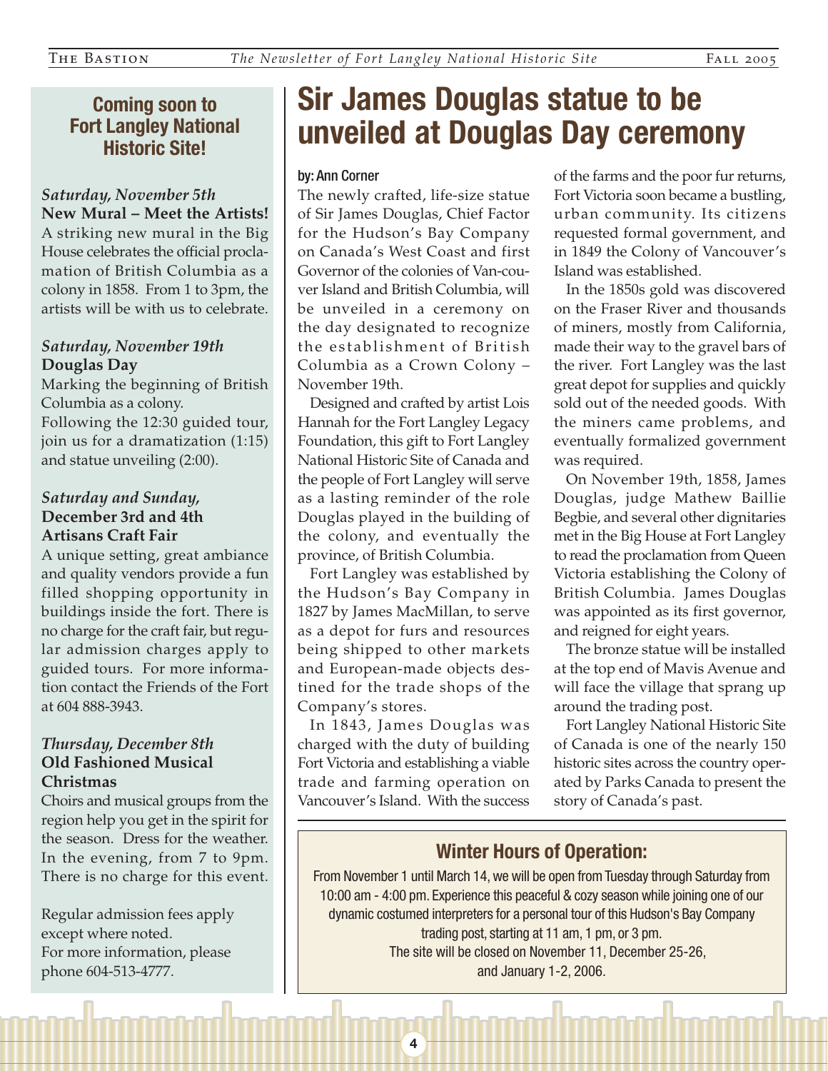## Coming soon to Fort Langley National Historic Site!

*Saturday, November 5th*
**New Mural – Meet the Artists!**
A striking new mural in the Big House celebrates the official proclamation of British Columbia as a colony in 1858. From 1 to 3pm, the artists will be with us to celebrate.

*Saturday, November 19th*
**Douglas Day**
Marking the beginning of British Columbia as a colony.
Following the 12:30 guided tour, join us for a dramatization (1:15) and statue unveiling (2:00).

*Saturday and Sunday,*
**December 3rd and 4th**
**Artisans Craft Fair**
A unique setting, great ambiance and quality vendors provide a fun filled shopping opportunity in buildings inside the fort. There is no charge for the craft fair, but regular admission charges apply to guided tours. For more information contact the Friends of the Fort at 604 888-3943.

*Thursday, December 8th*
**Old Fashioned Musical Christmas**
Choirs and musical groups from the region help you get in the spirit for the season. Dress for the weather. In the evening, from 7 to 9pm. There is no charge for this event.

Regular admission fees apply except where noted.
For more information, please phone 604-513-4777.

# Sir James Douglas statue to be unveiled at Douglas Day ceremony

by: Ann Corner

The newly crafted, life-size statue of Sir James Douglas, Chief Factor for the Hudson's Bay Company on Canada's West Coast and first Governor of the colonies of Vancouver Island and British Columbia, will be unveiled in a ceremony on the day designated to recognize the establishment of British Columbia as a Crown Colony – November 19th.

Designed and crafted by artist Lois Hannah for the Fort Langley Legacy Foundation, this gift to Fort Langley National Historic Site of Canada and the people of Fort Langley will serve as a lasting reminder of the role Douglas played in the building of the colony, and eventually the province, of British Columbia.

Fort Langley was established by the Hudson's Bay Company in 1827 by James MacMillan, to serve as a depot for furs and resources being shipped to other markets and European-made objects destined for the trade shops of the Company's stores.

In 1843, James Douglas was charged with the duty of building Fort Victoria and establishing a viable trade and farming operation on Vancouver's Island. With the success of the farms and the poor fur returns, Fort Victoria soon became a bustling, urban community. Its citizens requested formal government, and in 1849 the Colony of Vancouver's Island was established.

In the 1850s gold was discovered on the Fraser River and thousands of miners, mostly from California, made their way to the gravel bars of the river. Fort Langley was the last great depot for supplies and quickly sold out of the needed goods. With the miners came problems, and eventually formalized government was required.

On November 19th, 1858, James Douglas, judge Mathew Baillie Begbie, and several other dignitaries met in the Big House at Fort Langley to read the proclamation from Queen Victoria establishing the Colony of British Columbia. James Douglas was appointed as its first governor, and reigned for eight years.

The bronze statue will be installed at the top end of Mavis Avenue and will face the village that sprang up around the trading post.

Fort Langley National Historic Site of Canada is one of the nearly 150 historic sites across the country operated by Parks Canada to present the story of Canada's past.

## Winter Hours of Operation:

From November 1 until March 14, we will be open from Tuesday through Saturday from 10:00 am - 4:00 pm. Experience this peaceful & cozy season while joining one of our dynamic costumed interpreters for a personal tour of this Hudson's Bay Company trading post, starting at 11 am, 1 pm, or 3 pm.
The site will be closed on November 11, December 25-26, and January 1-2, 2006.